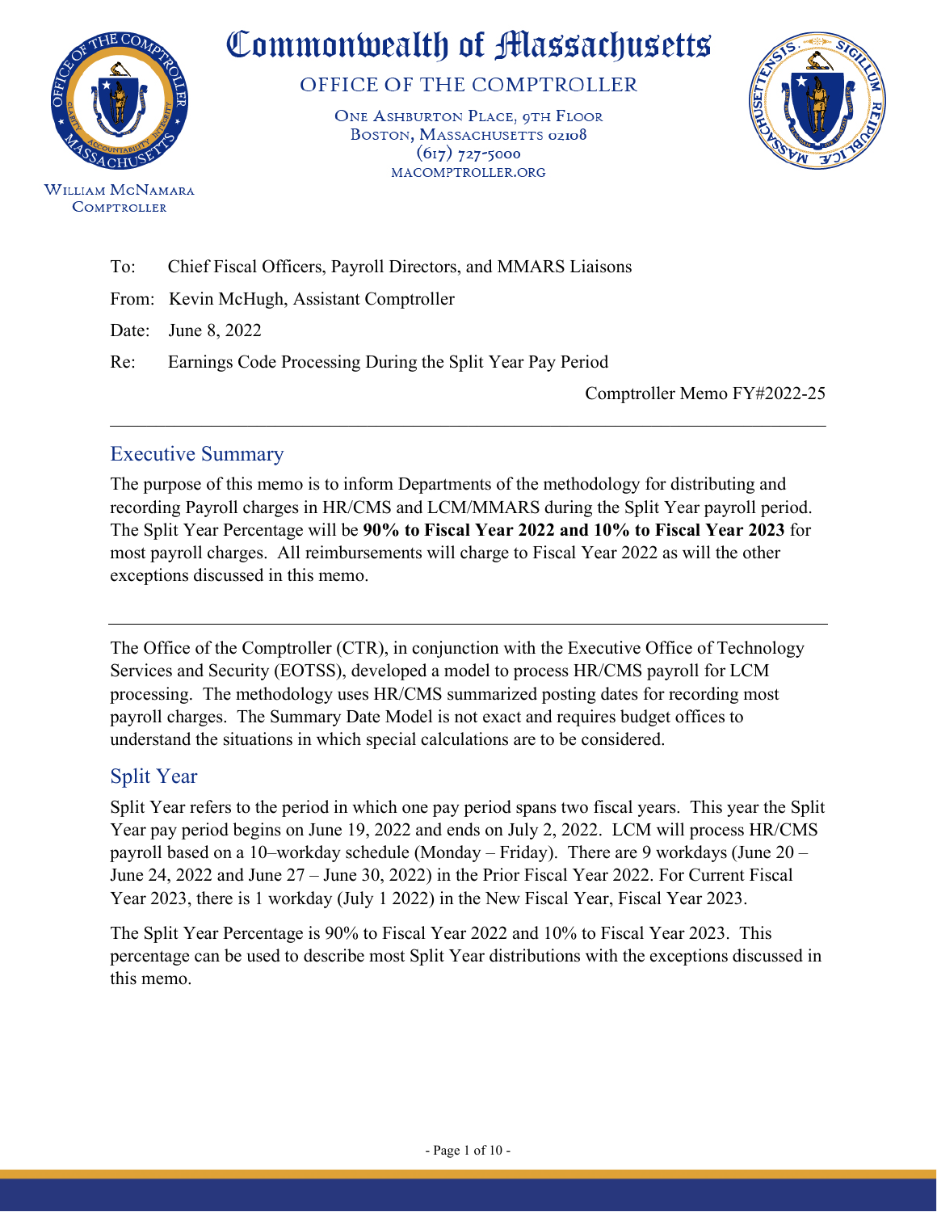# Commonwealth of Massachusetts

## OFFICE OF THE COMPTROLLER

One Ashburton Place, 9th Floor
Boston, Massachusetts 02108
(617) 727-5000
MACOMPTROLLER.ORG

William McNamara
Comptroller

To: Chief Fiscal Officers, Payroll Directors, and MMARS Liaisons

From: Kevin McHugh, Assistant Comptroller

Date: June 8, 2022

Re: Earnings Code Processing During the Split Year Pay Period

Comptroller Memo FY#2022-25

---

## Executive Summary

The purpose of this memo is to inform Departments of the methodology for distributing and recording Payroll charges in HR/CMS and LCM/MMARS during the Split Year payroll period. The Split Year Percentage will be **90% to Fiscal Year 2022 and 10% to Fiscal Year 2023** for most payroll charges. All reimbursements will charge to Fiscal Year 2022 as will the other exceptions discussed in this memo.

---

The Office of the Comptroller (CTR), in conjunction with the Executive Office of Technology Services and Security (EOTSS), developed a model to process HR/CMS payroll for LCM processing. The methodology uses HR/CMS summarized posting dates for recording most payroll charges. The Summary Date Model is not exact and requires budget offices to understand the situations in which special calculations are to be considered.

## Split Year

Split Year refers to the period in which one pay period spans two fiscal years. This year the Split Year pay period begins on June 19, 2022 and ends on July 2, 2022. LCM will process HR/CMS payroll based on a 10–workday schedule (Monday – Friday). There are 9 workdays (June 20 – June 24, 2022 and June 27 – June 30, 2022) in the Prior Fiscal Year 2022. For Current Fiscal Year 2023, there is 1 workday (July 1 2022) in the New Fiscal Year, Fiscal Year 2023.

The Split Year Percentage is 90% to Fiscal Year 2022 and 10% to Fiscal Year 2023. This percentage can be used to describe most Split Year distributions with the exceptions discussed in this memo.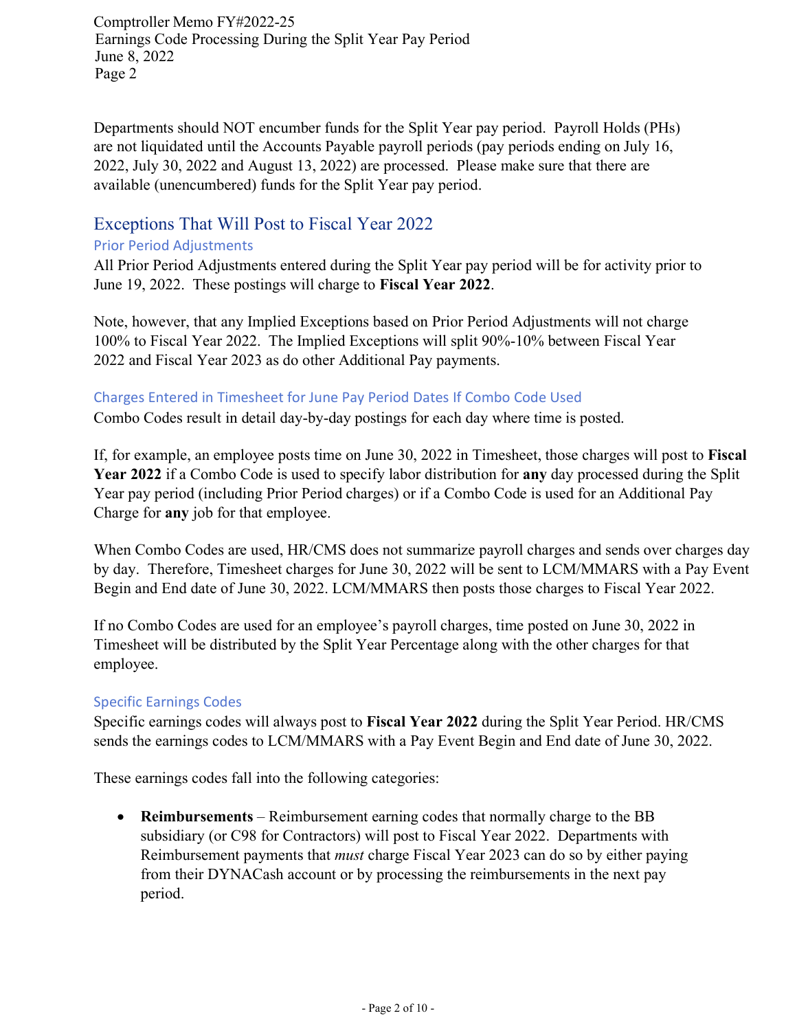Departments should NOT encumber funds for the Split Year pay period. Payroll Holds (PHs) are not liquidated until the Accounts Payable payroll periods (pay periods ending on July 16, 2022, July 30, 2022 and August 13, 2022) are processed. Please make sure that there are available (unencumbered) funds for the Split Year pay period.

## Exceptions That Will Post to Fiscal Year 2022

### Prior Period Adjustments

All Prior Period Adjustments entered during the Split Year pay period will be for activity prior to June 19, 2022. These postings will charge to **Fiscal Year 2022**.

Note, however, that any Implied Exceptions based on Prior Period Adjustments will not charge 100% to Fiscal Year 2022. The Implied Exceptions will split 90%-10% between Fiscal Year 2022 and Fiscal Year 2023 as do other Additional Pay payments.

### Charges Entered in Timesheet for June Pay Period Dates If Combo Code Used

Combo Codes result in detail day-by-day postings for each day where time is posted.

If, for example, an employee posts time on June 30, 2022 in Timesheet, those charges will post to **Fiscal Year 2022** if a Combo Code is used to specify labor distribution for **any** day processed during the Split Year pay period (including Prior Period charges) or if a Combo Code is used for an Additional Pay Charge for **any** job for that employee.

When Combo Codes are used, HR/CMS does not summarize payroll charges and sends over charges day by day. Therefore, Timesheet charges for June 30, 2022 will be sent to LCM/MMARS with a Pay Event Begin and End date of June 30, 2022. LCM/MMARS then posts those charges to Fiscal Year 2022.

If no Combo Codes are used for an employee's payroll charges, time posted on June 30, 2022 in Timesheet will be distributed by the Split Year Percentage along with the other charges for that employee.

### Specific Earnings Codes

Specific earnings codes will always post to **Fiscal Year 2022** during the Split Year Period. HR/CMS sends the earnings codes to LCM/MMARS with a Pay Event Begin and End date of June 30, 2022.

These earnings codes fall into the following categories:

- **Reimbursements** – Reimbursement earning codes that normally charge to the BB subsidiary (or C98 for Contractors) will post to Fiscal Year 2022. Departments with Reimbursement payments that *must* charge Fiscal Year 2023 can do so by either paying from their DYNACash account or by processing the reimbursements in the next pay period.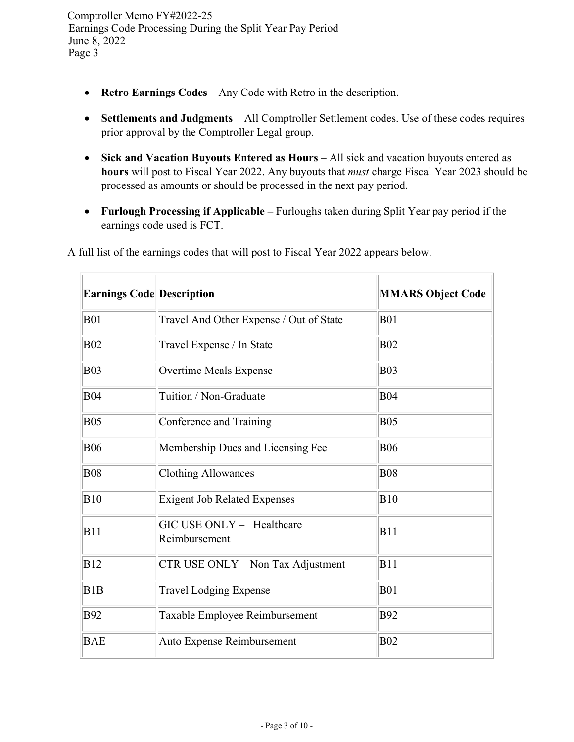- **Retro Earnings Codes** – Any Code with Retro in the description.
- **Settlements and Judgments** – All Comptroller Settlement codes. Use of these codes requires prior approval by the Comptroller Legal group.
- **Sick and Vacation Buyouts Entered as Hours** – All sick and vacation buyouts entered as **hours** will post to Fiscal Year 2022. Any buyouts that *must* charge Fiscal Year 2023 should be processed as amounts or should be processed in the next pay period.
- **Furlough Processing if Applicable –** Furloughs taken during Split Year pay period if the earnings code used is FCT.

A full list of the earnings codes that will post to Fiscal Year 2022 appears below.

| Earnings Code | Description | MMARS Object Code |
|---|---|---|
| B01 | Travel And Other Expense / Out of State | B01 |
| B02 | Travel Expense / In State | B02 |
| B03 | Overtime Meals Expense | B03 |
| B04 | Tuition / Non-Graduate | B04 |
| B05 | Conference and Training | B05 |
| B06 | Membership Dues and Licensing Fee | B06 |
| B08 | Clothing Allowances | B08 |
| B10 | Exigent Job Related Expenses | B10 |
| B11 | GIC USE ONLY – Healthcare Reimbursement | B11 |
| B12 | CTR USE ONLY – Non Tax Adjustment | B11 |
| B1B | Travel Lodging Expense | B01 |
| B92 | Taxable Employee Reimbursement | B92 |
| BAE | Auto Expense Reimbursement | B02 |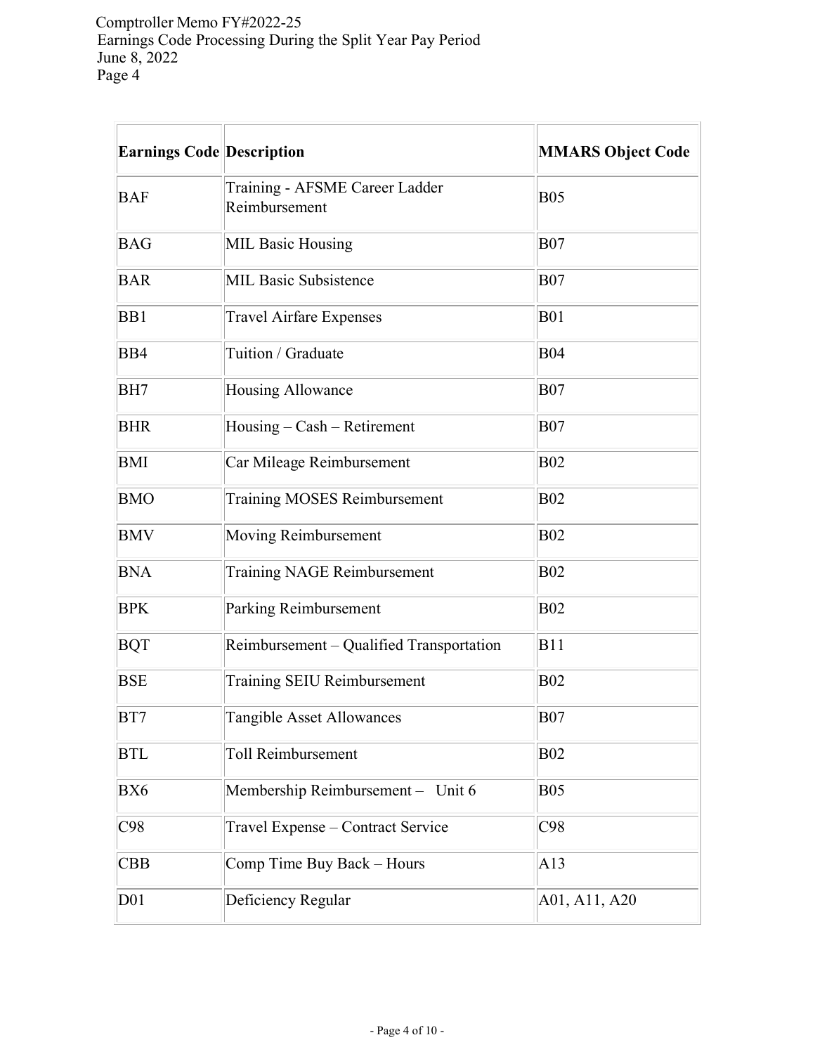| Earnings Code | Description | MMARS Object Code |
| --- | --- | --- |
| BAF | Training - AFSME Career Ladder Reimbursement | B05 |
| BAG | MIL Basic Housing | B07 |
| BAR | MIL Basic Subsistence | B07 |
| BB1 | Travel Airfare Expenses | B01 |
| BB4 | Tuition / Graduate | B04 |
| BH7 | Housing Allowance | B07 |
| BHR | Housing – Cash – Retirement | B07 |
| BMI | Car Mileage Reimbursement | B02 |
| BMO | Training MOSES Reimbursement | B02 |
| BMV | Moving Reimbursement | B02 |
| BNA | Training NAGE Reimbursement | B02 |
| BPK | Parking Reimbursement | B02 |
| BQT | Reimbursement – Qualified Transportation | B11 |
| BSE | Training SEIU Reimbursement | B02 |
| BT7 | Tangible Asset Allowances | B07 |
| BTL | Toll Reimbursement | B02 |
| BX6 | Membership Reimbursement – Unit 6 | B05 |
| C98 | Travel Expense – Contract Service | C98 |
| CBB | Comp Time Buy Back – Hours | A13 |
| D01 | Deficiency Regular | A01, A11, A20 |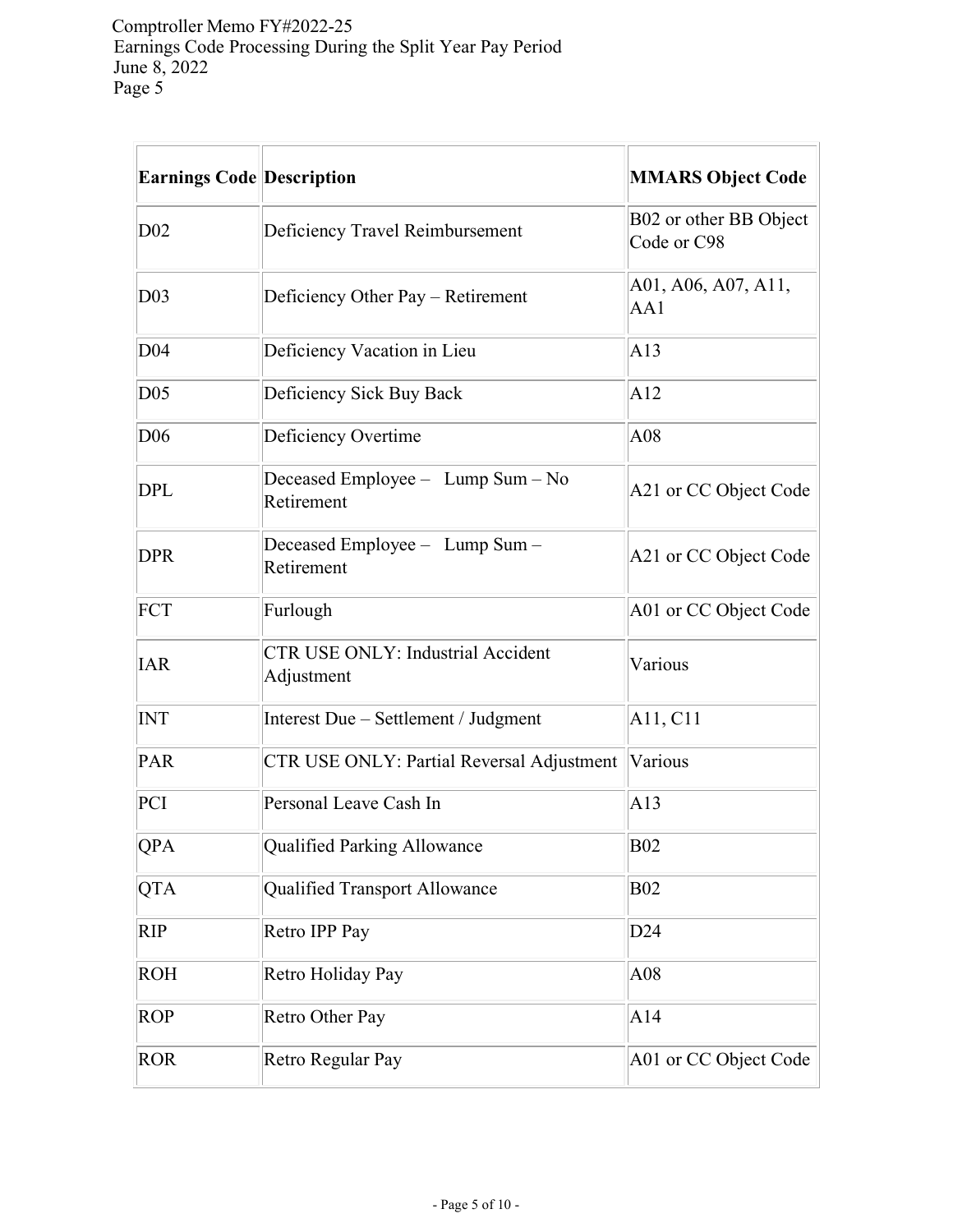| Earnings Code | Description | MMARS Object Code |
| --- | --- | --- |
| D02 | Deficiency Travel Reimbursement | B02 or other BB Object Code or C98 |
| D03 | Deficiency Other Pay – Retirement | A01, A06, A07, A11, AA1 |
| D04 | Deficiency Vacation in Lieu | A13 |
| D05 | Deficiency Sick Buy Back | A12 |
| D06 | Deficiency Overtime | A08 |
| DPL | Deceased Employee – Lump Sum – No Retirement | A21 or CC Object Code |
| DPR | Deceased Employee – Lump Sum – Retirement | A21 or CC Object Code |
| FCT | Furlough | A01 or CC Object Code |
| IAR | CTR USE ONLY: Industrial Accident Adjustment | Various |
| INT | Interest Due – Settlement / Judgment | A11, C11 |
| PAR | CTR USE ONLY: Partial Reversal Adjustment | Various |
| PCI | Personal Leave Cash In | A13 |
| QPA | Qualified Parking Allowance | B02 |
| QTA | Qualified Transport Allowance | B02 |
| RIP | Retro IPP Pay | D24 |
| ROH | Retro Holiday Pay | A08 |
| ROP | Retro Other Pay | A14 |
| ROR | Retro Regular Pay | A01 or CC Object Code |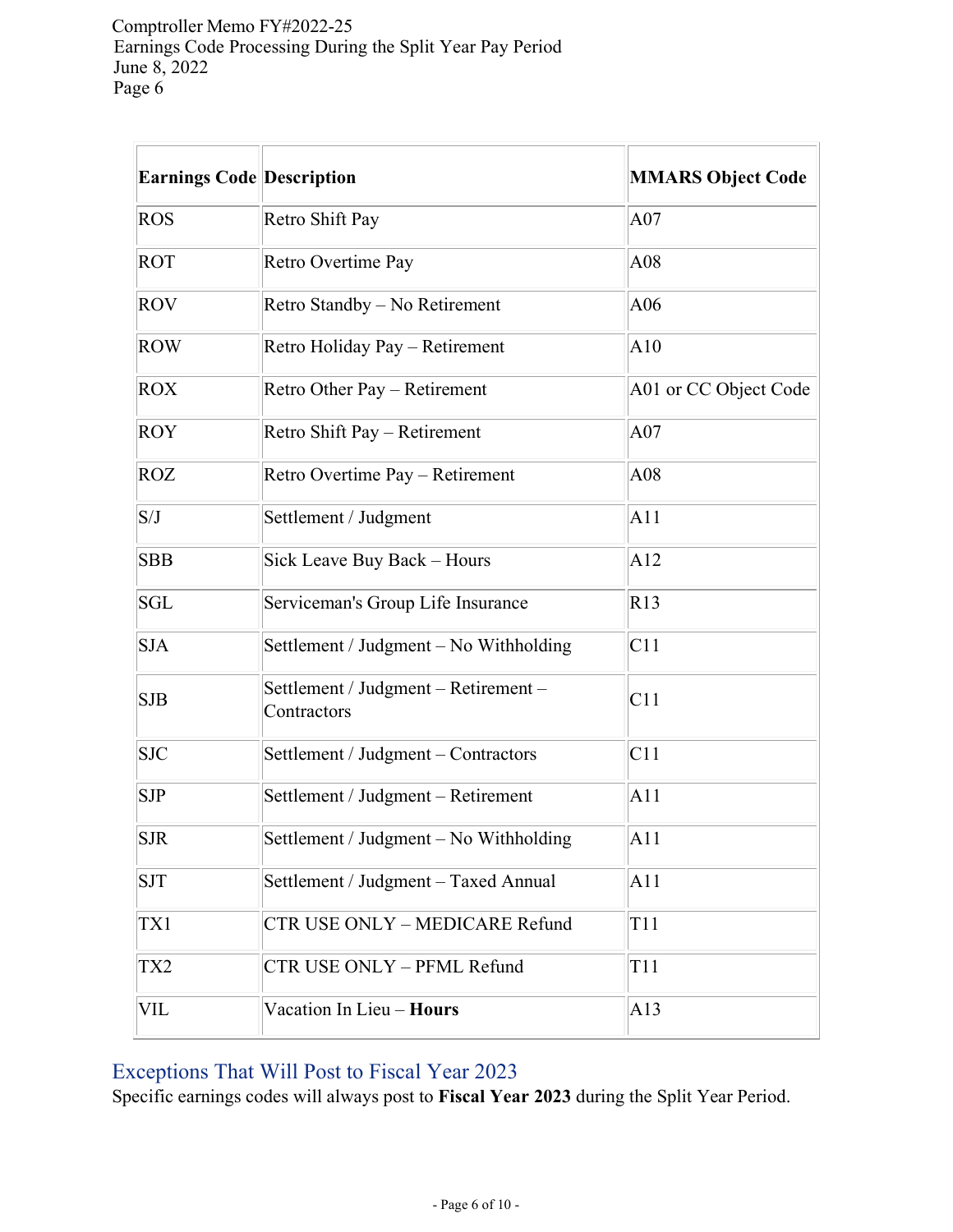| Earnings Code | Description | MMARS Object Code |
|---|---|---|
| ROS | Retro Shift Pay | A07 |
| ROT | Retro Overtime Pay | A08 |
| ROV | Retro Standby – No Retirement | A06 |
| ROW | Retro Holiday Pay – Retirement | A10 |
| ROX | Retro Other Pay – Retirement | A01 or CC Object Code |
| ROY | Retro Shift Pay – Retirement | A07 |
| ROZ | Retro Overtime Pay – Retirement | A08 |
| S/J | Settlement / Judgment | A11 |
| SBB | Sick Leave Buy Back – Hours | A12 |
| SGL | Serviceman's Group Life Insurance | R13 |
| SJA | Settlement / Judgment – No Withholding | C11 |
| SJB | Settlement / Judgment – Retirement – Contractors | C11 |
| SJC | Settlement / Judgment – Contractors | C11 |
| SJP | Settlement / Judgment – Retirement | A11 |
| SJR | Settlement / Judgment – No Withholding | A11 |
| SJT | Settlement / Judgment – Taxed Annual | A11 |
| TX1 | CTR USE ONLY – MEDICARE Refund | T11 |
| TX2 | CTR USE ONLY – PFML Refund | T11 |
| VIL | Vacation In Lieu – **Hours** | A13 |

## Exceptions That Will Post to Fiscal Year 2023

Specific earnings codes will always post to **Fiscal Year 2023** during the Split Year Period.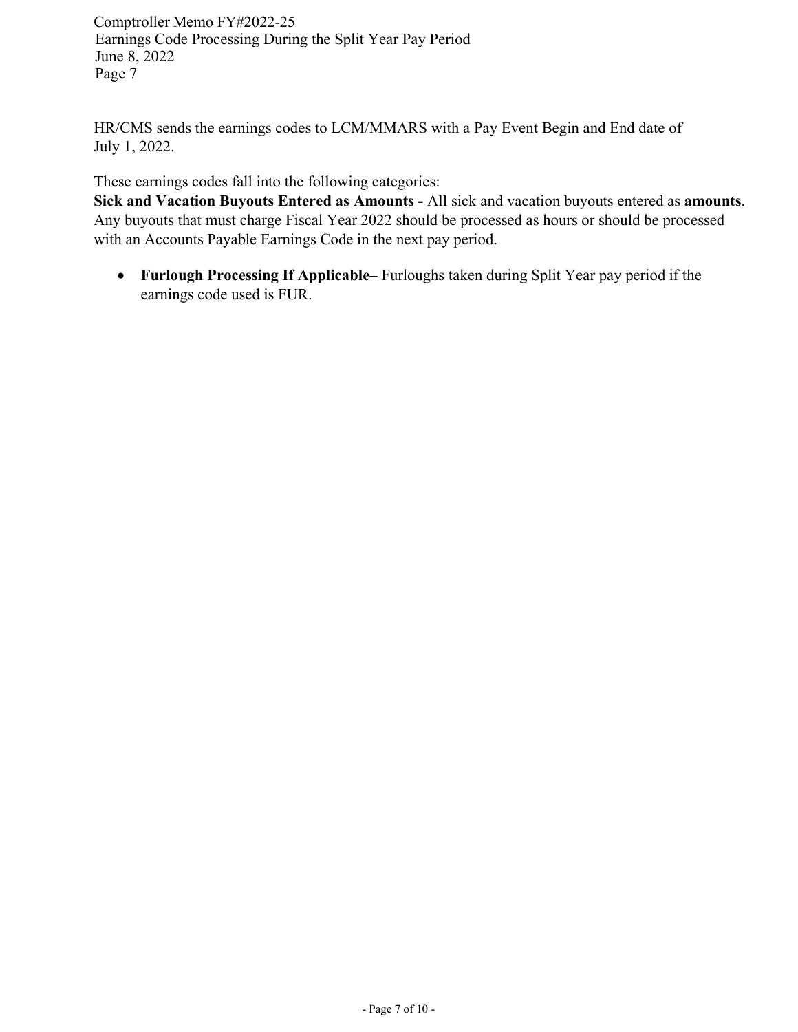HR/CMS sends the earnings codes to LCM/MMARS with a Pay Event Begin and End date of July 1, 2022.

These earnings codes fall into the following categories:

**Sick and Vacation Buyouts Entered as Amounts -** All sick and vacation buyouts entered as **amounts**. Any buyouts that must charge Fiscal Year 2022 should be processed as hours or should be processed with an Accounts Payable Earnings Code in the next pay period.

- **Furlough Processing If Applicable–** Furloughs taken during Split Year pay period if the earnings code used is FUR.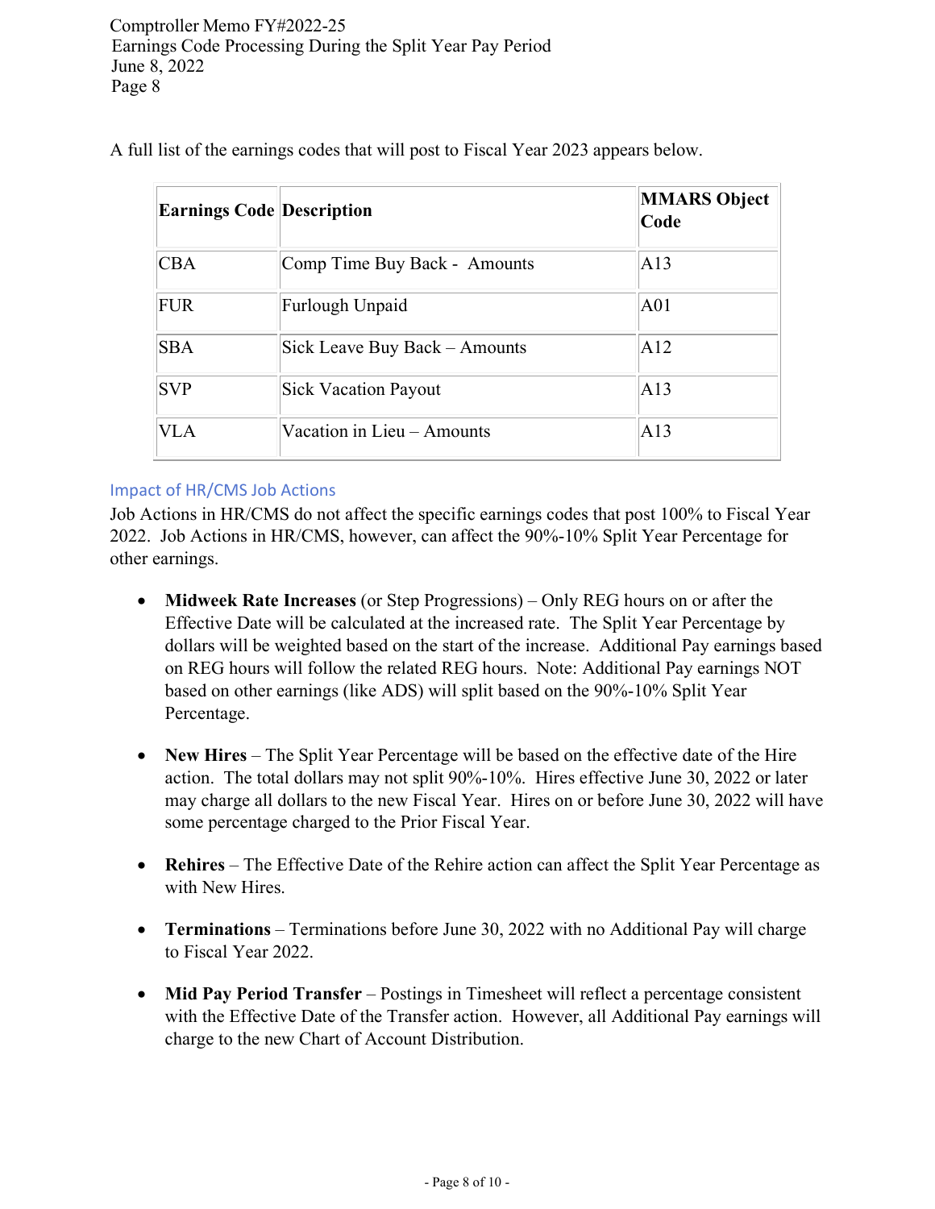A full list of the earnings codes that will post to Fiscal Year 2023 appears below.

| Earnings Code | Description | MMARS Object Code |
|---|---|---|
| CBA | Comp Time Buy Back - Amounts | A13 |
| FUR | Furlough Unpaid | A01 |
| SBA | Sick Leave Buy Back – Amounts | A12 |
| SVP | Sick Vacation Payout | A13 |
| VLA | Vacation in Lieu – Amounts | A13 |

## Impact of HR/CMS Job Actions

Job Actions in HR/CMS do not affect the specific earnings codes that post 100% to Fiscal Year 2022. Job Actions in HR/CMS, however, can affect the 90%-10% Split Year Percentage for other earnings.

- **Midweek Rate Increases** (or Step Progressions) – Only REG hours on or after the Effective Date will be calculated at the increased rate. The Split Year Percentage by dollars will be weighted based on the start of the increase. Additional Pay earnings based on REG hours will follow the related REG hours. Note: Additional Pay earnings NOT based on other earnings (like ADS) will split based on the 90%-10% Split Year Percentage.

- **New Hires** – The Split Year Percentage will be based on the effective date of the Hire action. The total dollars may not split 90%-10%. Hires effective June 30, 2022 or later may charge all dollars to the new Fiscal Year. Hires on or before June 30, 2022 will have some percentage charged to the Prior Fiscal Year.

- **Rehires** – The Effective Date of the Rehire action can affect the Split Year Percentage as with New Hires.

- **Terminations** – Terminations before June 30, 2022 with no Additional Pay will charge to Fiscal Year 2022.

- **Mid Pay Period Transfer** – Postings in Timesheet will reflect a percentage consistent with the Effective Date of the Transfer action. However, all Additional Pay earnings will charge to the new Chart of Account Distribution.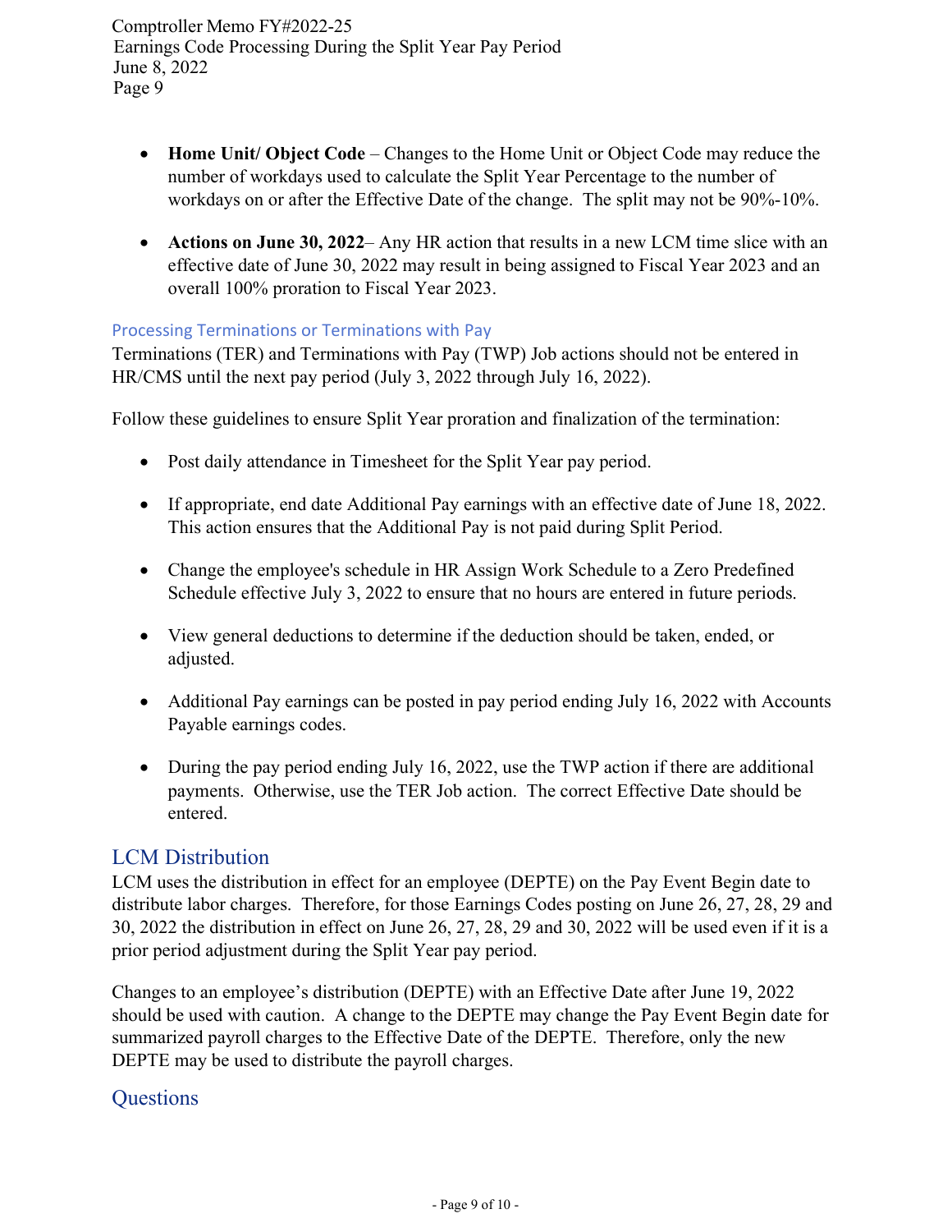- **Home Unit/ Object Code** – Changes to the Home Unit or Object Code may reduce the number of workdays used to calculate the Split Year Percentage to the number of workdays on or after the Effective Date of the change. The split may not be 90%-10%.

- **Actions on June 30, 2022**– Any HR action that results in a new LCM time slice with an effective date of June 30, 2022 may result in being assigned to Fiscal Year 2023 and an overall 100% proration to Fiscal Year 2023.

### Processing Terminations or Terminations with Pay

Terminations (TER) and Terminations with Pay (TWP) Job actions should not be entered in HR/CMS until the next pay period (July 3, 2022 through July 16, 2022).

Follow these guidelines to ensure Split Year proration and finalization of the termination:

- Post daily attendance in Timesheet for the Split Year pay period.

- If appropriate, end date Additional Pay earnings with an effective date of June 18, 2022. This action ensures that the Additional Pay is not paid during Split Period.

- Change the employee's schedule in HR Assign Work Schedule to a Zero Predefined Schedule effective July 3, 2022 to ensure that no hours are entered in future periods.

- View general deductions to determine if the deduction should be taken, ended, or adjusted.

- Additional Pay earnings can be posted in pay period ending July 16, 2022 with Accounts Payable earnings codes.

- During the pay period ending July 16, 2022, use the TWP action if there are additional payments. Otherwise, use the TER Job action. The correct Effective Date should be entered.

## LCM Distribution

LCM uses the distribution in effect for an employee (DEPTE) on the Pay Event Begin date to distribute labor charges. Therefore, for those Earnings Codes posting on June 26, 27, 28, 29 and 30, 2022 the distribution in effect on June 26, 27, 28, 29 and 30, 2022 will be used even if it is a prior period adjustment during the Split Year pay period.

Changes to an employee's distribution (DEPTE) with an Effective Date after June 19, 2022 should be used with caution. A change to the DEPTE may change the Pay Event Begin date for summarized payroll charges to the Effective Date of the DEPTE. Therefore, only the new DEPTE may be used to distribute the payroll charges.

## Questions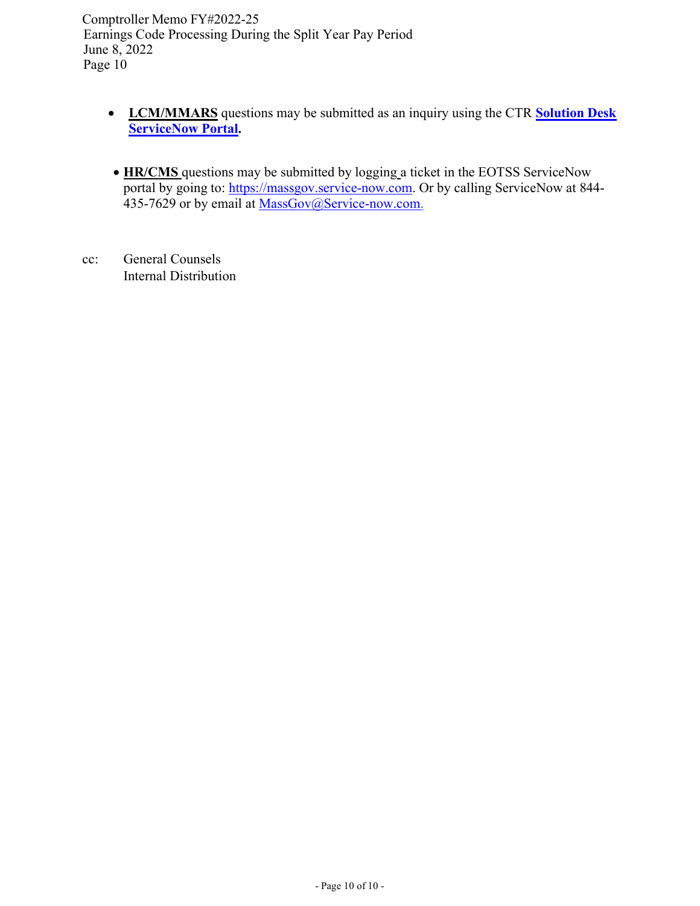- **LCM/MMARS** questions may be submitted as an inquiry using the CTR **Solution Desk ServiceNow Portal**.

- **HR/CMS** questions may be submitted by logging a ticket in the EOTSS ServiceNow portal by going to: https://massgov.service-now.com. Or by calling ServiceNow at 844-435-7629 or by email at MassGov@Service-now.com.

cc: General Counsels
Internal Distribution